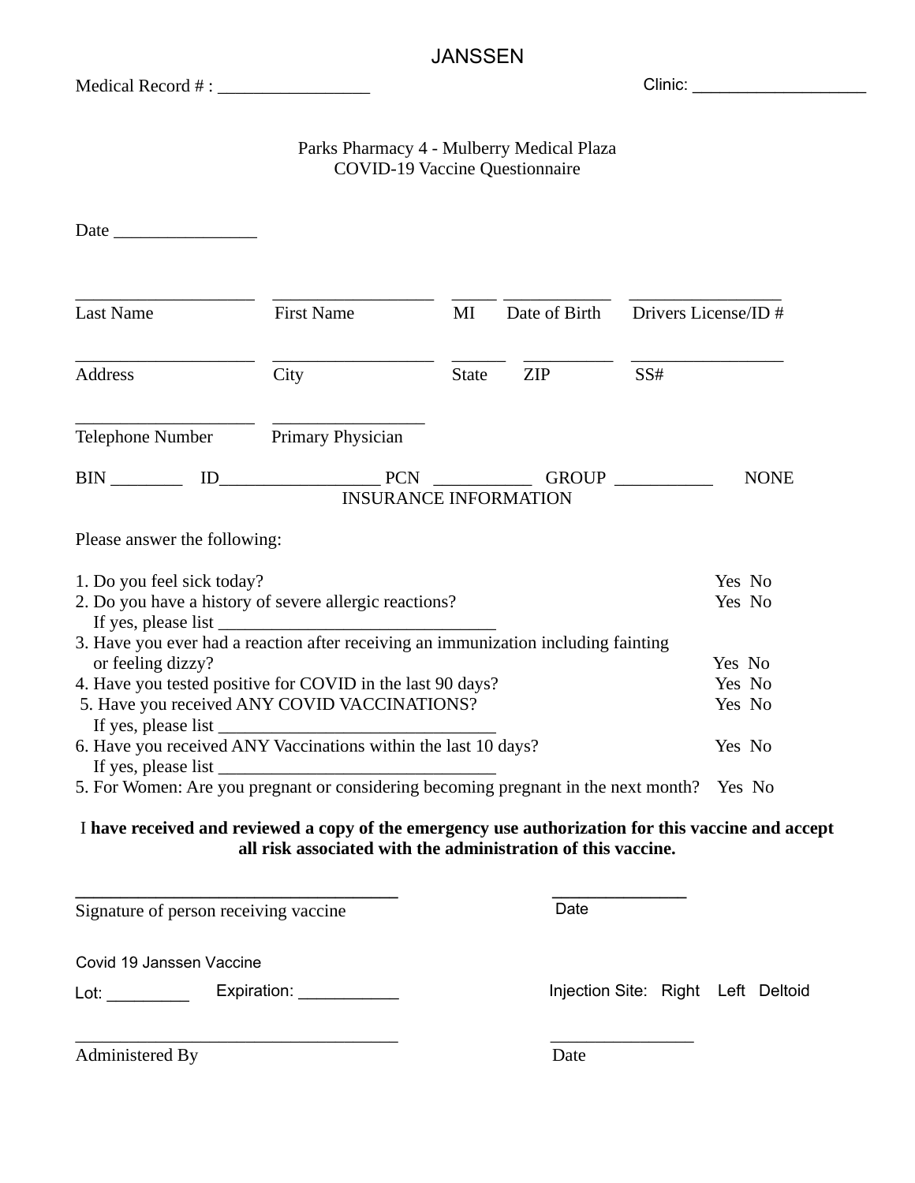JANSSEN

Medical Record # : _________________ Clinic: ___________________

Parks Pharmacy 4 - Mulberry Medical Plaza
COVID-19 Vaccine Questionnaire

Date ________________

____________________ ___________________ _____ ____________ _________________
Last Name First Name MI Date of Birth Drivers License/ID #

____________________ ___________________ ______ __________ _________________
Address City State ZIP SS#

____________________ _________________
Telephone Number Primary Physician

BIN ________ ID__________________ PCN ___________ GROUP ___________ NONE
INSURANCE INFORMATION

Please answer the following:

1. Do you feel sick today? Yes No
2. Do you have a history of severe allergic reactions? Yes No
   If yes, please list _______________________________
3. Have you ever had a reaction after receiving an immunization including fainting or feeling dizzy? Yes No
4. Have you tested positive for COVID in the last 90 days? Yes No
5. Have you received ANY COVID VACCINATIONS? Yes No
   If yes, please list _______________________________
6. Have you received ANY Vaccinations within the last 10 days? Yes No
   If yes, please list _______________________________
5. For Women: Are you pregnant or considering becoming pregnant in the next month? Yes No

I **have received and reviewed a copy of the emergency use authorization for this vaccine and accept all risk associated with the administration of this vaccine.**

___________________________________ ______________
Signature of person receiving vaccine Date

Covid 19 Janssen Vaccine

Lot: _________ Expiration: ___________ Injection Site: Right Left Deltoid

___________________________________ ________________
Administered By Date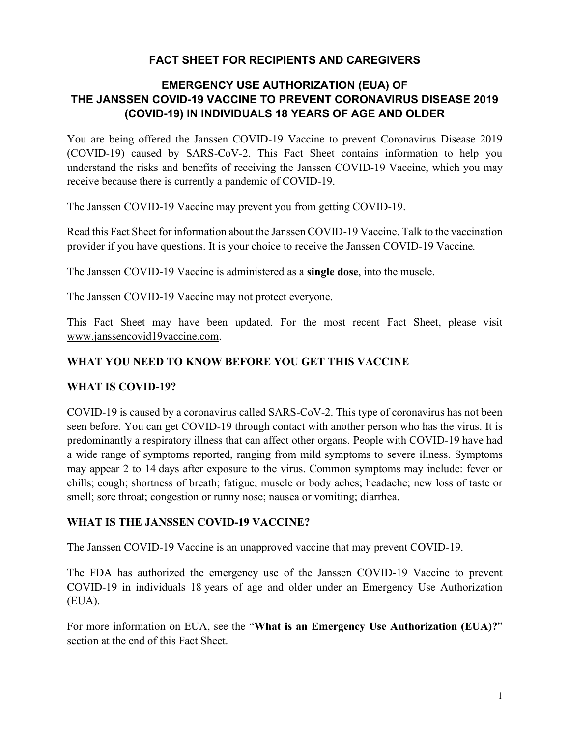# FACT SHEET FOR RECIPIENTS AND CAREGIVERS

## EMERGENCY USE AUTHORIZATION (EUA) OF THE JANSSEN COVID-19 VACCINE TO PREVENT CORONAVIRUS DISEASE 2019 (COVID-19) IN INDIVIDUALS 18 YEARS OF AGE AND OLDER

You are being offered the Janssen COVID-19 Vaccine to prevent Coronavirus Disease 2019 (COVID-19) caused by SARS-CoV-2. This Fact Sheet contains information to help you understand the risks and benefits of receiving the Janssen COVID-19 Vaccine, which you may receive because there is currently a pandemic of COVID-19.

The Janssen COVID-19 Vaccine may prevent you from getting COVID-19.

Read this Fact Sheet for information about the Janssen COVID-19 Vaccine. Talk to the vaccination provider if you have questions. It is your choice to receive the Janssen COVID-19 Vaccine.

The Janssen COVID-19 Vaccine is administered as a **single dose**, into the muscle.

The Janssen COVID-19 Vaccine may not protect everyone.

This Fact Sheet may have been updated. For the most recent Fact Sheet, please visit www.janssencovid19vaccine.com.

## WHAT YOU NEED TO KNOW BEFORE YOU GET THIS VACCINE

### WHAT IS COVID-19?

COVID-19 is caused by a coronavirus called SARS-CoV-2. This type of coronavirus has not been seen before. You can get COVID-19 through contact with another person who has the virus. It is predominantly a respiratory illness that can affect other organs. People with COVID-19 have had a wide range of symptoms reported, ranging from mild symptoms to severe illness. Symptoms may appear 2 to 14 days after exposure to the virus. Common symptoms may include: fever or chills; cough; shortness of breath; fatigue; muscle or body aches; headache; new loss of taste or smell; sore throat; congestion or runny nose; nausea or vomiting; diarrhea.

### WHAT IS THE JANSSEN COVID-19 VACCINE?

The Janssen COVID-19 Vaccine is an unapproved vaccine that may prevent COVID-19.

The FDA has authorized the emergency use of the Janssen COVID-19 Vaccine to prevent COVID-19 in individuals 18 years of age and older under an Emergency Use Authorization (EUA).

For more information on EUA, see the "**What is an Emergency Use Authorization (EUA)?**" section at the end of this Fact Sheet.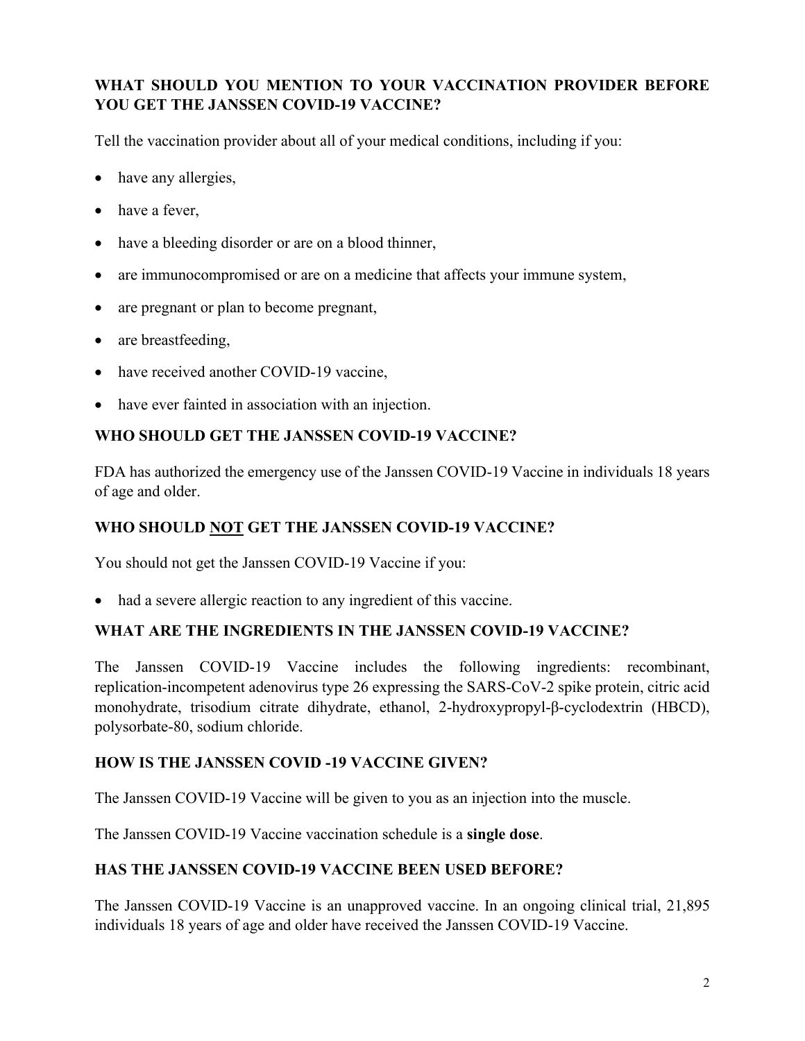## WHAT SHOULD YOU MENTION TO YOUR VACCINATION PROVIDER BEFORE YOU GET THE JANSSEN COVID-19 VACCINE?

Tell the vaccination provider about all of your medical conditions, including if you:

- have any allergies,
- have a fever,
- have a bleeding disorder or are on a blood thinner,
- are immunocompromised or are on a medicine that affects your immune system,
- are pregnant or plan to become pregnant,
- are breastfeeding,
- have received another COVID-19 vaccine,
- have ever fainted in association with an injection.

## WHO SHOULD GET THE JANSSEN COVID-19 VACCINE?

FDA has authorized the emergency use of the Janssen COVID-19 Vaccine in individuals 18 years of age and older.

## WHO SHOULD NOT GET THE JANSSEN COVID-19 VACCINE?

You should not get the Janssen COVID-19 Vaccine if you:

- had a severe allergic reaction to any ingredient of this vaccine.

## WHAT ARE THE INGREDIENTS IN THE JANSSEN COVID-19 VACCINE?

The Janssen COVID-19 Vaccine includes the following ingredients: recombinant, replication-incompetent adenovirus type 26 expressing the SARS-CoV-2 spike protein, citric acid monohydrate, trisodium citrate dihydrate, ethanol, 2-hydroxypropyl-β-cyclodextrin (HBCD), polysorbate-80, sodium chloride.

## HOW IS THE JANSSEN COVID -19 VACCINE GIVEN?

The Janssen COVID-19 Vaccine will be given to you as an injection into the muscle.

The Janssen COVID-19 Vaccine vaccination schedule is a **single dose**.

## HAS THE JANSSEN COVID-19 VACCINE BEEN USED BEFORE?

The Janssen COVID-19 Vaccine is an unapproved vaccine. In an ongoing clinical trial, 21,895 individuals 18 years of age and older have received the Janssen COVID-19 Vaccine.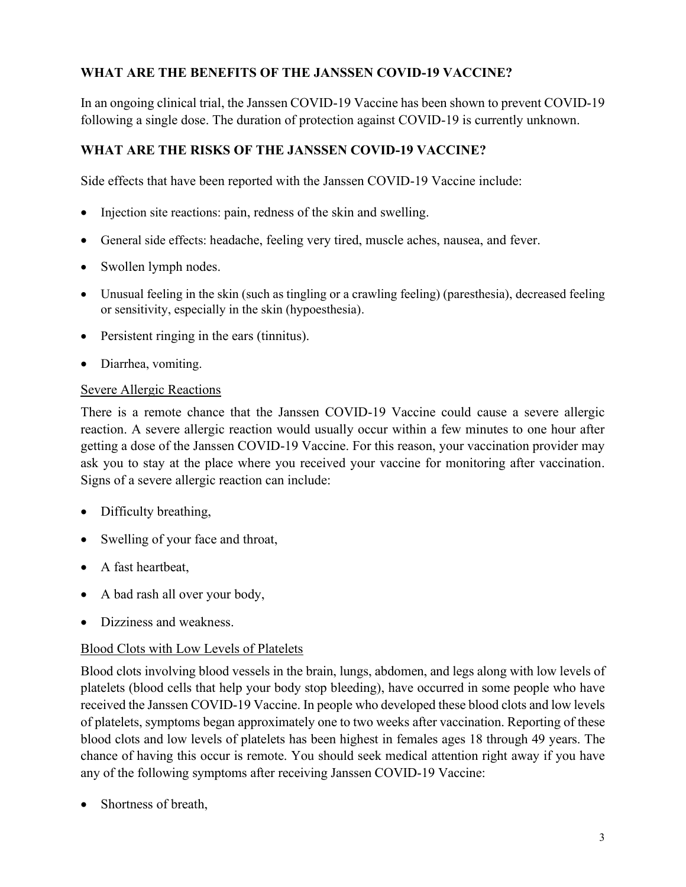## WHAT ARE THE BENEFITS OF THE JANSSEN COVID-19 VACCINE?

In an ongoing clinical trial, the Janssen COVID-19 Vaccine has been shown to prevent COVID-19 following a single dose. The duration of protection against COVID-19 is currently unknown.

## WHAT ARE THE RISKS OF THE JANSSEN COVID-19 VACCINE?

Side effects that have been reported with the Janssen COVID-19 Vaccine include:

- Injection site reactions: pain, redness of the skin and swelling.
- General side effects: headache, feeling very tired, muscle aches, nausea, and fever.
- Swollen lymph nodes.
- Unusual feeling in the skin (such as tingling or a crawling feeling) (paresthesia), decreased feeling or sensitivity, especially in the skin (hypoesthesia).
- Persistent ringing in the ears (tinnitus).
- Diarrhea, vomiting.

### Severe Allergic Reactions

There is a remote chance that the Janssen COVID-19 Vaccine could cause a severe allergic reaction. A severe allergic reaction would usually occur within a few minutes to one hour after getting a dose of the Janssen COVID-19 Vaccine. For this reason, your vaccination provider may ask you to stay at the place where you received your vaccine for monitoring after vaccination. Signs of a severe allergic reaction can include:

- Difficulty breathing,
- Swelling of your face and throat,
- A fast heartbeat,
- A bad rash all over your body,
- Dizziness and weakness.

### Blood Clots with Low Levels of Platelets

Blood clots involving blood vessels in the brain, lungs, abdomen, and legs along with low levels of platelets (blood cells that help your body stop bleeding), have occurred in some people who have received the Janssen COVID-19 Vaccine. In people who developed these blood clots and low levels of platelets, symptoms began approximately one to two weeks after vaccination. Reporting of these blood clots and low levels of platelets has been highest in females ages 18 through 49 years. The chance of having this occur is remote. You should seek medical attention right away if you have any of the following symptoms after receiving Janssen COVID-19 Vaccine:

- Shortness of breath,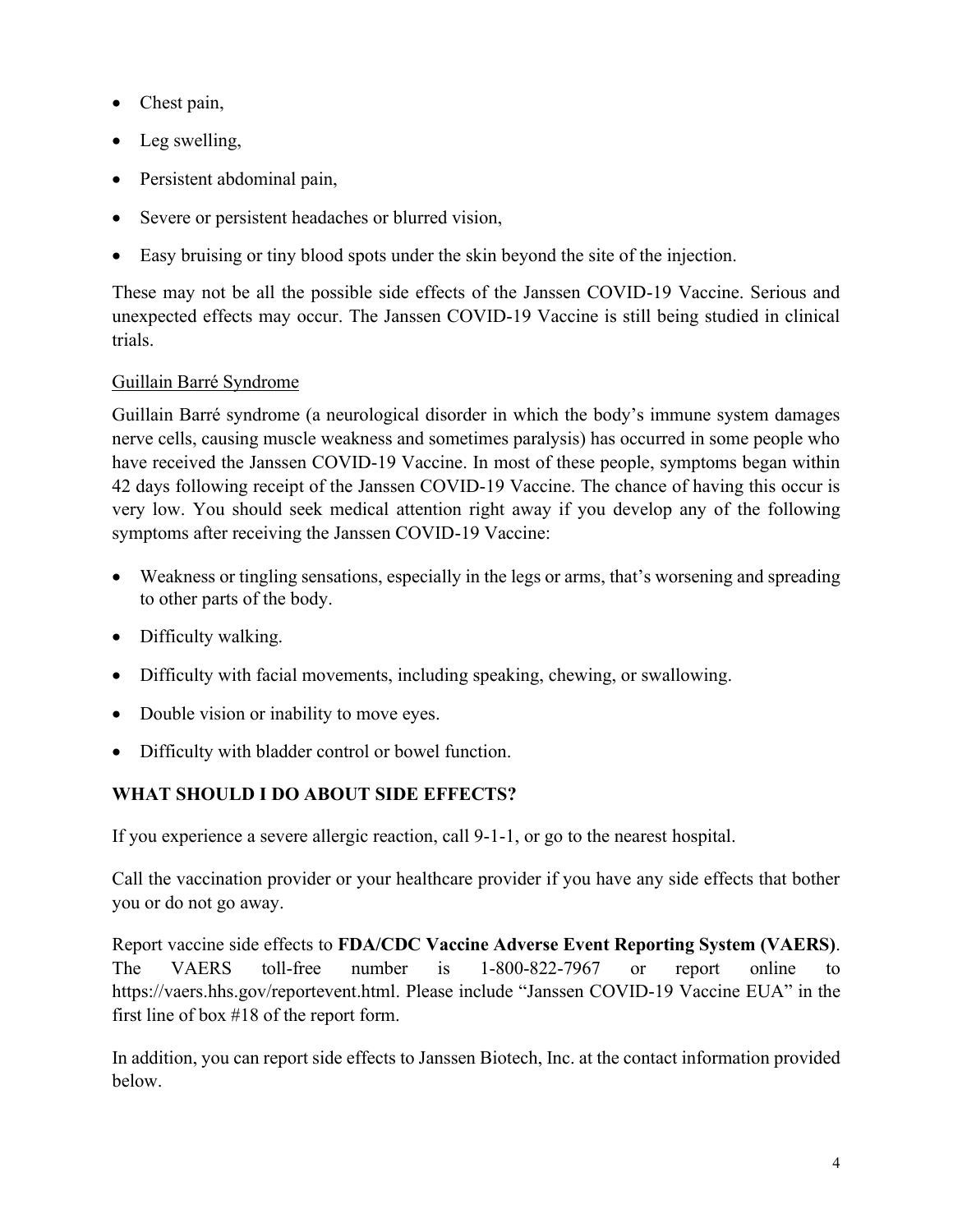- Chest pain,
- Leg swelling,
- Persistent abdominal pain,
- Severe or persistent headaches or blurred vision,
- Easy bruising or tiny blood spots under the skin beyond the site of the injection.

These may not be all the possible side effects of the Janssen COVID-19 Vaccine. Serious and unexpected effects may occur. The Janssen COVID-19 Vaccine is still being studied in clinical trials.

Guillain Barré Syndrome

Guillain Barré syndrome (a neurological disorder in which the body's immune system damages nerve cells, causing muscle weakness and sometimes paralysis) has occurred in some people who have received the Janssen COVID-19 Vaccine. In most of these people, symptoms began within 42 days following receipt of the Janssen COVID-19 Vaccine. The chance of having this occur is very low. You should seek medical attention right away if you develop any of the following symptoms after receiving the Janssen COVID-19 Vaccine:

- Weakness or tingling sensations, especially in the legs or arms, that's worsening and spreading to other parts of the body.
- Difficulty walking.
- Difficulty with facial movements, including speaking, chewing, or swallowing.
- Double vision or inability to move eyes.
- Difficulty with bladder control or bowel function.

## WHAT SHOULD I DO ABOUT SIDE EFFECTS?

If you experience a severe allergic reaction, call 9-1-1, or go to the nearest hospital.

Call the vaccination provider or your healthcare provider if you have any side effects that bother you or do not go away.

Report vaccine side effects to **FDA/CDC Vaccine Adverse Event Reporting System (VAERS)**. The VAERS toll-free number is 1-800-822-7967 or report online to https://vaers.hhs.gov/reportevent.html. Please include "Janssen COVID-19 Vaccine EUA" in the first line of box #18 of the report form.

In addition, you can report side effects to Janssen Biotech, Inc. at the contact information provided below.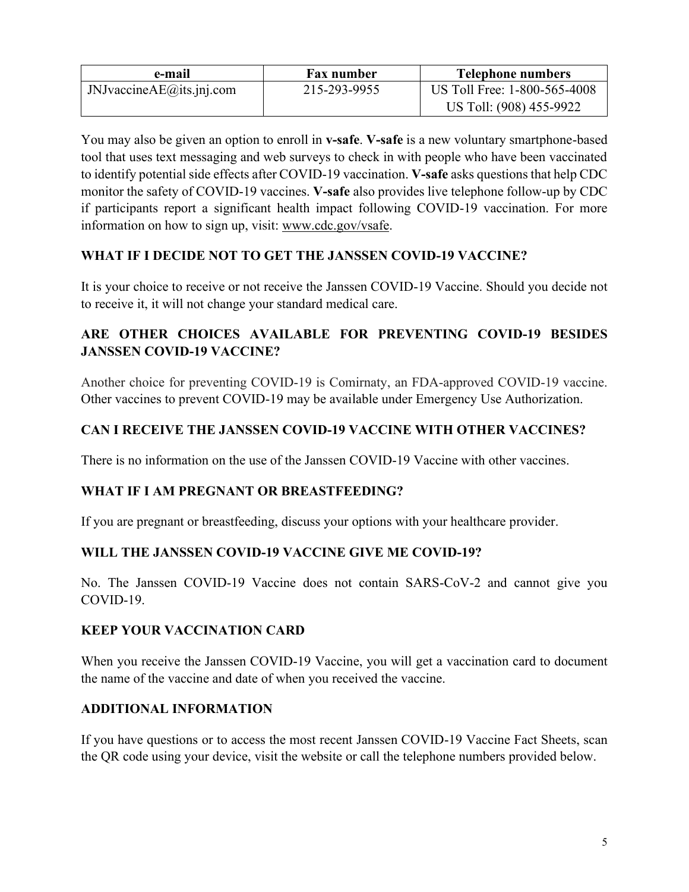| e-mail | Fax number | Telephone numbers |
|---|---|---|
| JNJvaccineAE@its.jnj.com | 215-293-9955 | US Toll Free: 1-800-565-4008<br>US Toll: (908) 455-9922 |

You may also be given an option to enroll in **v-safe**. **V-safe** is a new voluntary smartphone-based tool that uses text messaging and web surveys to check in with people who have been vaccinated to identify potential side effects after COVID-19 vaccination. **V-safe** asks questions that help CDC monitor the safety of COVID-19 vaccines. **V-safe** also provides live telephone follow-up by CDC if participants report a significant health impact following COVID-19 vaccination. For more information on how to sign up, visit: www.cdc.gov/vsafe.

## WHAT IF I DECIDE NOT TO GET THE JANSSEN COVID-19 VACCINE?

It is your choice to receive or not receive the Janssen COVID-19 Vaccine. Should you decide not to receive it, it will not change your standard medical care.

## ARE OTHER CHOICES AVAILABLE FOR PREVENTING COVID-19 BESIDES JANSSEN COVID-19 VACCINE?

Another choice for preventing COVID-19 is Comirnaty, an FDA-approved COVID-19 vaccine. Other vaccines to prevent COVID-19 may be available under Emergency Use Authorization.

## CAN I RECEIVE THE JANSSEN COVID-19 VACCINE WITH OTHER VACCINES?

There is no information on the use of the Janssen COVID-19 Vaccine with other vaccines.

## WHAT IF I AM PREGNANT OR BREASTFEEDING?

If you are pregnant or breastfeeding, discuss your options with your healthcare provider.

## WILL THE JANSSEN COVID-19 VACCINE GIVE ME COVID-19?

No. The Janssen COVID-19 Vaccine does not contain SARS-CoV-2 and cannot give you COVID-19.

## KEEP YOUR VACCINATION CARD

When you receive the Janssen COVID-19 Vaccine, you will get a vaccination card to document the name of the vaccine and date of when you received the vaccine.

## ADDITIONAL INFORMATION

If you have questions or to access the most recent Janssen COVID-19 Vaccine Fact Sheets, scan the QR code using your device, visit the website or call the telephone numbers provided below.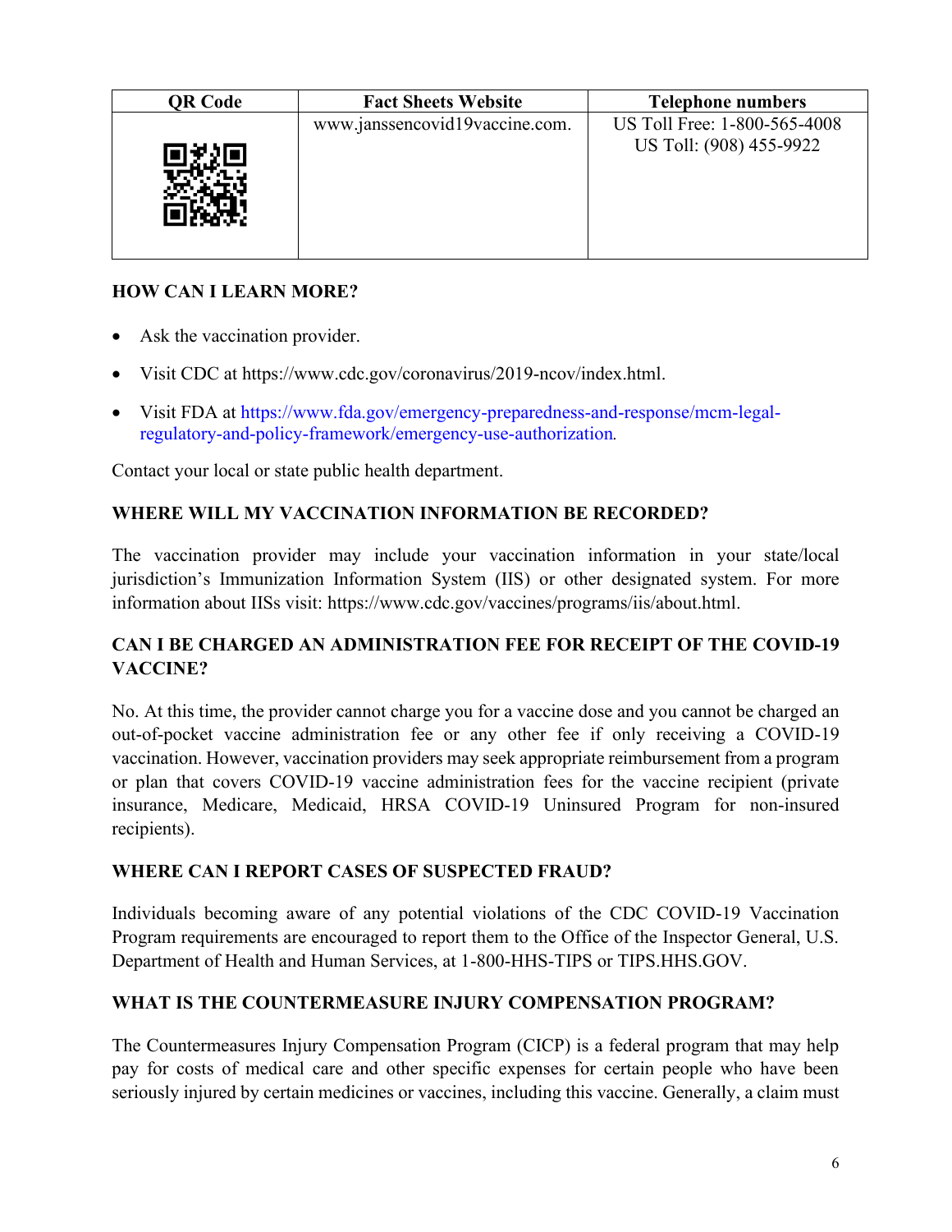| QR Code | Fact Sheets Website | Telephone numbers |
| --- | --- | --- |
| | www.janssencovid19vaccine.com. | US Toll Free: 1-800-565-4008<br>US Toll: (908) 455-9922 |

**HOW CAN I LEARN MORE?**

- Ask the vaccination provider.
- Visit CDC at https://www.cdc.gov/coronavirus/2019-ncov/index.html.
- Visit FDA at https://www.fda.gov/emergency-preparedness-and-response/mcm-legal-regulatory-and-policy-framework/emergency-use-authorization.

Contact your local or state public health department.

**WHERE WILL MY VACCINATION INFORMATION BE RECORDED?**

The vaccination provider may include your vaccination information in your state/local jurisdiction's Immunization Information System (IIS) or other designated system. For more information about IISs visit: https://www.cdc.gov/vaccines/programs/iis/about.html.

**CAN I BE CHARGED AN ADMINISTRATION FEE FOR RECEIPT OF THE COVID-19 VACCINE?**

No. At this time, the provider cannot charge you for a vaccine dose and you cannot be charged an out-of-pocket vaccine administration fee or any other fee if only receiving a COVID-19 vaccination. However, vaccination providers may seek appropriate reimbursement from a program or plan that covers COVID-19 vaccine administration fees for the vaccine recipient (private insurance, Medicare, Medicaid, HRSA COVID-19 Uninsured Program for non-insured recipients).

**WHERE CAN I REPORT CASES OF SUSPECTED FRAUD?**

Individuals becoming aware of any potential violations of the CDC COVID-19 Vaccination Program requirements are encouraged to report them to the Office of the Inspector General, U.S. Department of Health and Human Services, at 1-800-HHS-TIPS or TIPS.HHS.GOV.

**WHAT IS THE COUNTERMEASURE INJURY COMPENSATION PROGRAM?**

The Countermeasures Injury Compensation Program (CICP) is a federal program that may help pay for costs of medical care and other specific expenses for certain people who have been seriously injured by certain medicines or vaccines, including this vaccine. Generally, a claim must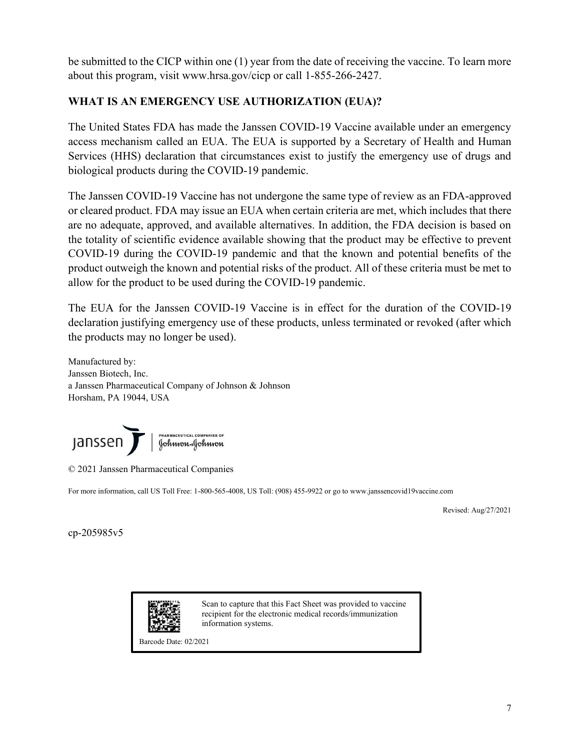be submitted to the CICP within one (1) year from the date of receiving the vaccine. To learn more about this program, visit www.hrsa.gov/cicp or call 1-855-266-2427.

## WHAT IS AN EMERGENCY USE AUTHORIZATION (EUA)?

The United States FDA has made the Janssen COVID-19 Vaccine available under an emergency access mechanism called an EUA. The EUA is supported by a Secretary of Health and Human Services (HHS) declaration that circumstances exist to justify the emergency use of drugs and biological products during the COVID-19 pandemic.

The Janssen COVID-19 Vaccine has not undergone the same type of review as an FDA-approved or cleared product. FDA may issue an EUA when certain criteria are met, which includes that there are no adequate, approved, and available alternatives. In addition, the FDA decision is based on the totality of scientific evidence available showing that the product may be effective to prevent COVID-19 during the COVID-19 pandemic and that the known and potential benefits of the product outweigh the known and potential risks of the product. All of these criteria must be met to allow for the product to be used during the COVID-19 pandemic.

The EUA for the Janssen COVID-19 Vaccine is in effect for the duration of the COVID-19 declaration justifying emergency use of these products, unless terminated or revoked (after which the products may no longer be used).

Manufactured by:
Janssen Biotech, Inc.
a Janssen Pharmaceutical Company of Johnson & Johnson
Horsham, PA 19044, USA

janssen | PHARMACEUTICAL COMPANIES OF Johnson & Johnson

© 2021 Janssen Pharmaceutical Companies

For more information, call US Toll Free: 1-800-565-4008, US Toll: (908) 455-9922 or go to www.janssencovid19vaccine.com

Revised: Aug/27/2021

cp-205985v5

Scan to capture that this Fact Sheet was provided to vaccine recipient for the electronic medical records/immunization information systems.

Barcode Date: 02/2021